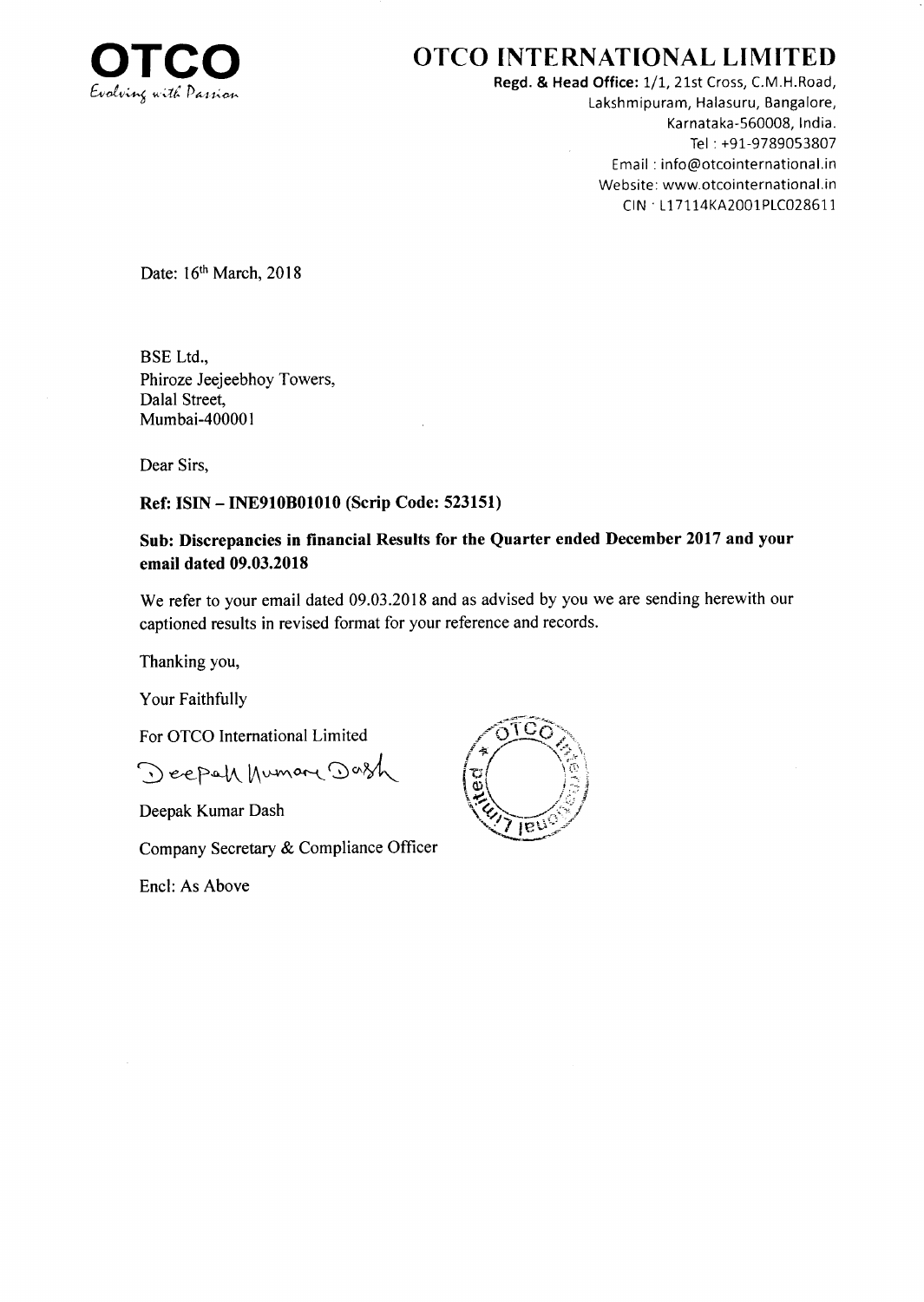# OTCO INTERNATIONAL LIMITED

**OTCO**
*Evolving with Passion*

**Regd. & Head Office:** 1/1, 21st Cross, C.M.H.Road,
Lakshmipuram, Halasuru, Bangalore,
Karnataka-560008, India.
Tel : +91-9789053807
Email : info@otcointernational.in
Website: www.otcointernational.in
CIN : L17114KA2001PLC028611

Date: 16th March, 2018

BSE Ltd.,
Phiroze Jeejeebhoy Towers,
Dalal Street,
Mumbai-400001

Dear Sirs,

**Ref: ISIN – INE910B01010 (Scrip Code: 523151)**

**Sub: Discrepancies in financial Results for the Quarter ended December 2017 and your email dated 09.03.2018**

We refer to your email dated 09.03.2018 and as advised by you we are sending herewith our captioned results in revised format for your reference and records.

Thanking you,

Your Faithfully

For OTCO International Limited

Deepak Kumar Dash

Deepak Kumar Dash

Company Secretary & Compliance Officer

Encl: As Above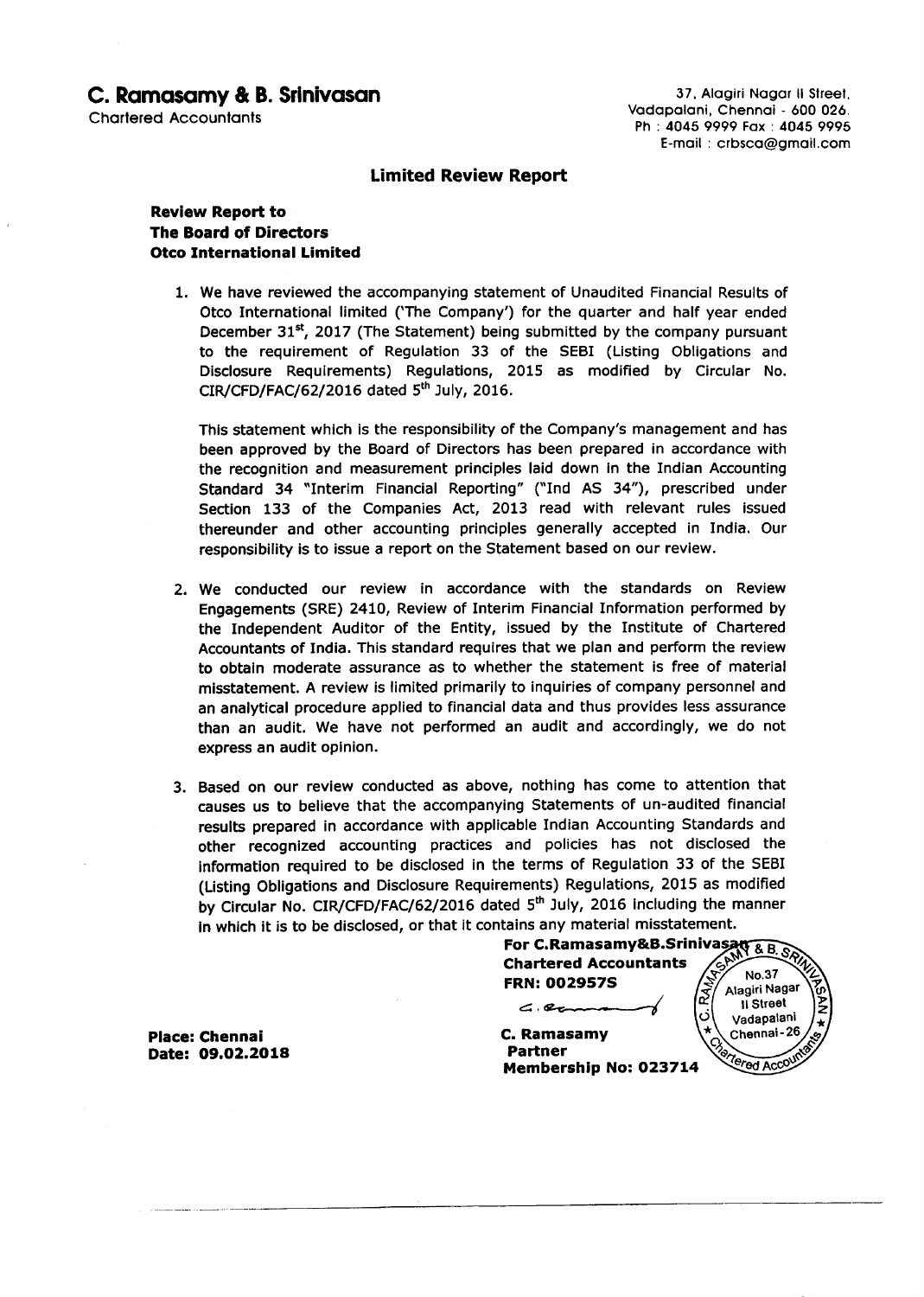# C. Ramasamy & B. Srinivasan

Chartered Accountants

37, Alagiri Nagar II Street,
Vadapalani, Chennai - 600 026.
Ph : 4045 9999 Fax : 4045 9995
E-mail : crbsca@gmail.com

## Limited Review Report

**Review Report to**
**The Board of Directors**
**Otco International Limited**

1. We have reviewed the accompanying statement of Unaudited Financial Results of Otco International limited ('The Company') for the quarter and half year ended December 31st, 2017 (The Statement) being submitted by the company pursuant to the requirement of Regulation 33 of the SEBI (Listing Obligations and Disclosure Requirements) Regulations, 2015 as modified by Circular No. CIR/CFD/FAC/62/2016 dated 5th July, 2016.

   This statement which is the responsibility of the Company's management and has been approved by the Board of Directors has been prepared in accordance with the recognition and measurement principles laid down in the Indian Accounting Standard 34 "Interim Financial Reporting" ("Ind AS 34"), prescribed under Section 133 of the Companies Act, 2013 read with relevant rules issued thereunder and other accounting principles generally accepted in India. Our responsibility is to issue a report on the Statement based on our review.

2. We conducted our review in accordance with the standards on Review Engagements (SRE) 2410, Review of Interim Financial Information performed by the Independent Auditor of the Entity, issued by the Institute of Chartered Accountants of India. This standard requires that we plan and perform the review to obtain moderate assurance as to whether the statement is free of material misstatement. A review is limited primarily to inquiries of company personnel and an analytical procedure applied to financial data and thus provides less assurance than an audit. We have not performed an audit and accordingly, we do not express an audit opinion.

3. Based on our review conducted as above, nothing has come to attention that causes us to believe that the accompanying Statements of un-audited financial results prepared in accordance with applicable Indian Accounting Standards and other recognized accounting practices and policies has not disclosed the information required to be disclosed in the terms of Regulation 33 of the SEBI (Listing Obligations and Disclosure Requirements) Regulations, 2015 as modified by Circular No. CIR/CFD/FAC/62/2016 dated 5th July, 2016 including the manner in which it is to be disclosed, or that it contains any material misstatement.

**For C.Ramasamy&B.Srinivasan**
**Chartered Accountants**
**FRN: 002957S**

**C. Ramasamy**
**Partner**
**Membership No: 023714**

**Place: Chennai**
**Date: 09.02.2018**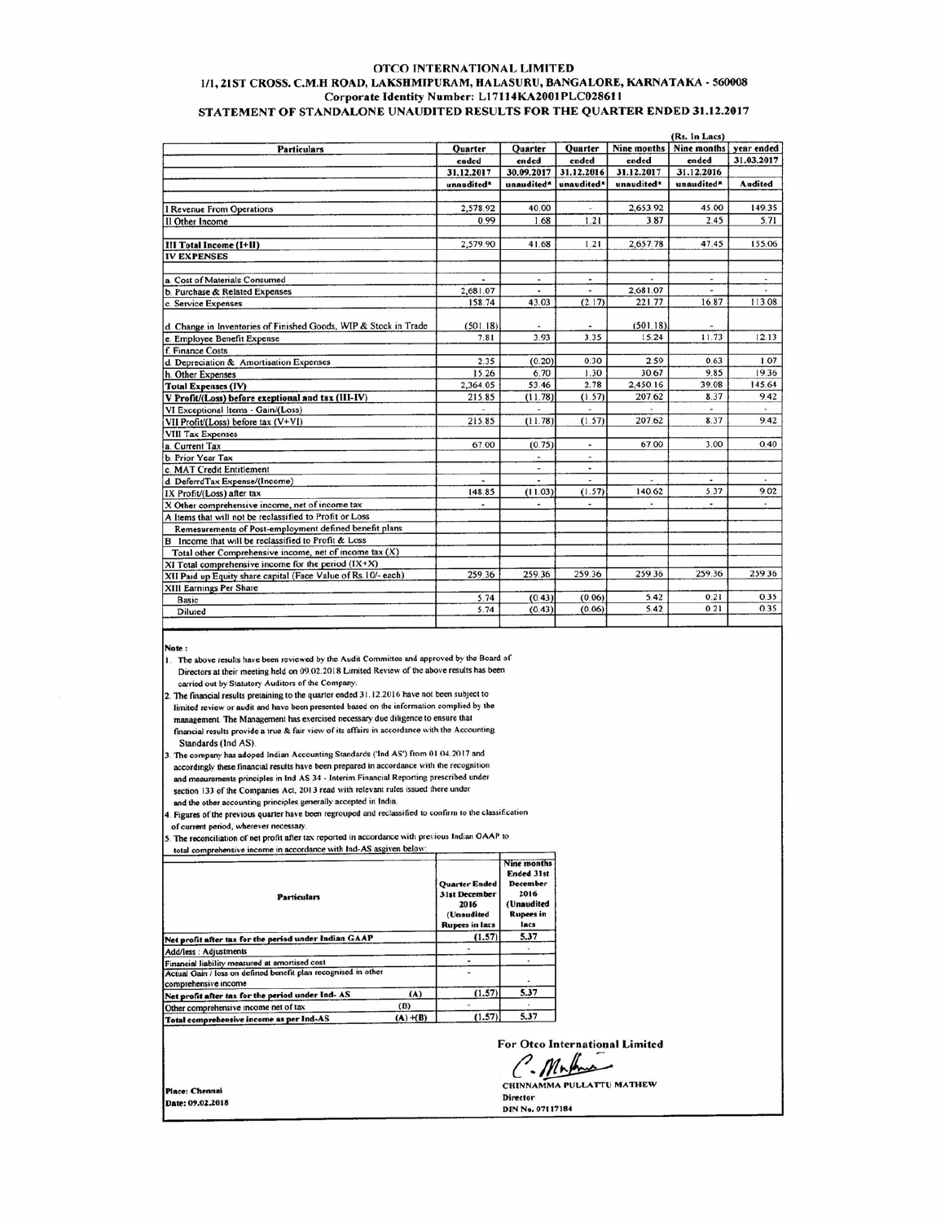# OTCO INTERNATIONAL LIMITED

**1/1, 21ST CROSS. C.M.H ROAD, LAKSHMIPURAM, HALASURU, BANGALORE, KARNATAKA - 560008**

**Corporate Identity Number: L17114KA2001PLC028611**

**STATEMENT OF STANDALONE UNAUDITED RESULTS FOR THE QUARTER ENDED 31.12.2017**

(Rs. In Lacs)

| Particulars | Quarter ended 31.12.2017 unaudited* | Quarter ended 30.09.2017 unaudited* | Quarter ended 31.12.2016 unaudited* | Nine months ended 31.12.2017 unaudited* | Nine months ended 31.12.2016 unaudited* | year ended 31.03.2017 Audited |
|---|---|---|---|---|---|---|
| I Revenue From Operations | 2,578.92 | 40.00 | - | 2,653.92 | 45.00 | 149.35 |
| II Other Income | 0.99 | 1.68 | 1.21 | 3.87 | 2.45 | 5.71 |
| **III Total Income (I+II)** | 2,579.90 | 41.68 | 1.21 | 2,657.78 | 47.45 | 155.06 |
| **IV EXPENSES** | | | | | | |
| a. Cost of Materials Consumed | - | - | - | - | - | - |
| b. Purchase & Related Expenses | 2,681.07 | - | - | 2,681.07 | - | - |
| c. Service Expenses | 158.74 | 43.03 | (2.17) | 221.77 | 16.87 | 113.08 |
| d. Change in Inventories of Finished Goods, WIP & Stock in Trade | (501.18) | - | - | (501.18) | - | |
| e. Employee Benefit Expense | 7.81 | 3.93 | 3.35 | 15.24 | 11.73 | 12.13 |
| f. Finance Costs | | | | | | |
| d. Depreciation & Amortisation Expenses | 2.35 | (0.20) | 0.30 | 2.59 | 0.63 | 1.07 |
| h. Other Expenses | 15.26 | 6.70 | 1.30 | 30.67 | 9.85 | 19.36 |
| **Total Expenses (IV)** | 2,364.05 | 53.46 | 2.78 | 2,450.16 | 39.08 | 145.64 |
| **V Profit/(Loss) before exceptional and tax (III-IV)** | 215.85 | (11.78) | (1.57) | 207.62 | 8.37 | 9.42 |
| VI Exceptional Items - Gain/(Loss) | - | - | - | - | - | - |
| VII Profit/(Loss) before tax (V+VI) | 215.85 | (11.78) | (1.57) | 207.62 | 8.37 | 9.42 |
| VIII Tax Expenses | | | | | | |
| a. Current Tax | 67.00 | (0.75) | - | 67.00 | 3.00 | 0.40 |
| b. Prior Year Tax | | - | - | | | |
| c. MAT Credit Entitlement | | - | - | | | |
| d. DeferrdTax Expense/(Income) | - | - | - | - | - | - |
| IX Profit/(Loss) after tax | 148.85 | (11.03) | (1.57) | 140.62 | 5.37 | 9.02 |
| X Other comprehensive income, net of income tax | - | - | - | - | - | - |
| A Items that will not be reclassified to Profit or Loss | | | | | | |
| Remeasurements of Post-employment defined benefit plans | | | | | | |
| B Income that will be reclassified to Profit & Loss | | | | | | |
| Total other Comprehensive income, net of income tax (X) | | | | | | |
| XI Total comprehensive income for the period (IX+X) | | | | | | |
| XII Paid up Equity share capital (Face Value of Rs.10/- each) | 259.36 | 259.36 | 259.36 | 259.36 | 259.36 | 259.36 |
| XIII Earnings Per Share | | | | | | |
| Basic | 5.74 | (0.43) | (0.06) | 5.42 | 0.21 | 0.35 |
| Diluted | 5.74 | (0.43) | (0.06) | 5.42 | 0.21 | 0.35 |

**Note :**

1. The above results have been reviewed by the Audit Committee and approved by the Board of Directors at their meeting held on 09.02.2018 Limited Review of the above results has been carried out by Statutory Auditors of the Company.
2. The financial results pretaining to the quarter ended 31.12.2016 have not been subject to limited review or audit and have been presented based on the information complied by the management. The Management has exercised necessary due diligence to ensure that financial results provide a true & fair view of its affairs in accordance with the Accounting Standards (Ind AS).
3. The company has adoped Indian Accounting Standards ('Ind AS') from 01.04.2017 and accordingly these financial results have been prepared in accordance with the recognition and measurements principles in Ind AS 34 - Interim Financial Reporting prescribed under section 133 of the Companies Act, 2013 read with relevant rules issued there under and the other accounting principles generally accepted in India.
4. Figures of the previous quarter have been regrouped and reclassified to confirm to the classification of current period, wherever necessary.
5. The reconciliation of net profit after tax reported in accordance with previous Indian GAAP to total comprehensive income in accordance with Ind-AS asgiven below:

| Particulars | | Quarter Ended 31st December 2016 (Unaudited Rupees in lacs | Nine months Ended 31st December 2016 (Unaudited Rupees in lacs |
|---|---|---|---|
| **Net profit after tax for the period under Indian GAAP** | | (1.57) | 5.37 |
| Add/less : Adjustments | | - | - |
| Financial liability measured at amortised cost | | - | - |
| Actual Gain / loss on defined benefit plan recognised in other comprehensive income | | - | - |
| **Net profit after tax for the period under Ind- AS** | (A) | (1.57) | 5.37 |
| Other comprehensive income net of tax | (B) | - | - |
| **Total comprehensive income as per Ind-AS** | (A)+(B) | (1.57) | 5.37 |

**For Otco International Limited**

CHINNAMMA PULLATTU MATHEW
Director
DIN No. 07117184

Place: Chennai
Date: 09.02.2018